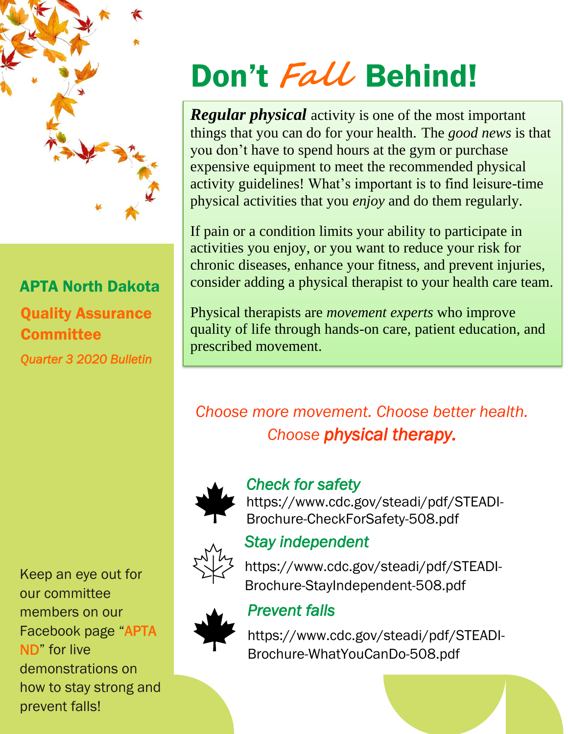# Don't *Fall* Behind!

***Regular physical*** activity is one of the most important things that you can do for your health. The *good news* is that you don't have to spend hours at the gym or purchase expensive equipment to meet the recommended physical activity guidelines! What's important is to find leisure-time physical activities that you *enjoy* and do them regularly.

If pain or a condition limits your ability to participate in activities you enjoy, or you want to reduce your risk for chronic diseases, enhance your fitness, and prevent injuries, consider adding a physical therapist to your health care team.

Physical therapists are *movement experts* who improve quality of life through hands-on care, patient education, and prescribed movement.

**APTA North Dakota**

**Quality Assurance Committee**

*Quarter 3 2020 Bulletin*

*Choose more movement. Choose better health. Choose* ***physical therapy.***

### *Check for safety*

https://www.cdc.gov/steadi/pdf/STEADI-Brochure-CheckForSafety-508.pdf

### *Stay independent*

https://www.cdc.gov/steadi/pdf/STEADI-Brochure-StayIndependent-508.pdf

### *Prevent falls*

https://www.cdc.gov/steadi/pdf/STEADI-Brochure-WhatYouCanDo-508.pdf

Keep an eye out for our committee members on our Facebook page "APTA ND" for live demonstrations on how to stay strong and prevent falls!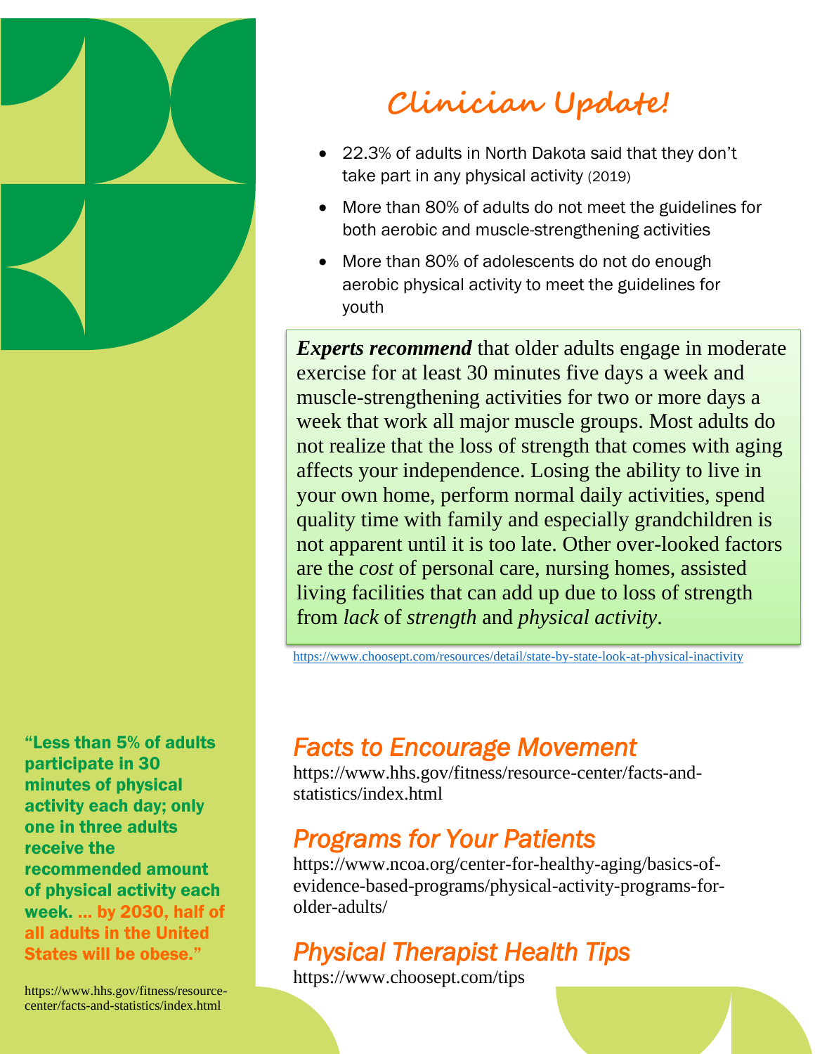# Clinician Update!

- 22.3% of adults in North Dakota said that they don't take part in any physical activity (2019)
- More than 80% of adults do not meet the guidelines for both aerobic and muscle-strengthening activities
- More than 80% of adolescents do not do enough aerobic physical activity to meet the guidelines for youth

***Experts recommend*** that older adults engage in moderate exercise for at least 30 minutes five days a week and muscle-strengthening activities for two or more days a week that work all major muscle groups. Most adults do not realize that the loss of strength that comes with aging affects your independence. Losing the ability to live in your own home, perform normal daily activities, spend quality time with family and especially grandchildren is not apparent until it is too late. Other over-looked factors are the *cost* of personal care, nursing homes, assisted living facilities that can add up due to loss of strength from *lack* of *strength* and *physical activity*.

https://www.choosept.com/resources/detail/state-by-state-look-at-physical-inactivity

**"Less than 5% of adults participate in 30 minutes of physical activity each day; only one in three adults receive the recommended amount of physical activity each week. … by 2030, half of all adults in the United States will be obese."**

https://www.hhs.gov/fitness/resource-center/facts-and-statistics/index.html

## *Facts to Encourage Movement*

https://www.hhs.gov/fitness/resource-center/facts-and-statistics/index.html

## *Programs for Your Patients*

https://www.ncoa.org/center-for-healthy-aging/basics-of-evidence-based-programs/physical-activity-programs-for-older-adults/

## *Physical Therapist Health Tips*

https://www.choosept.com/tips